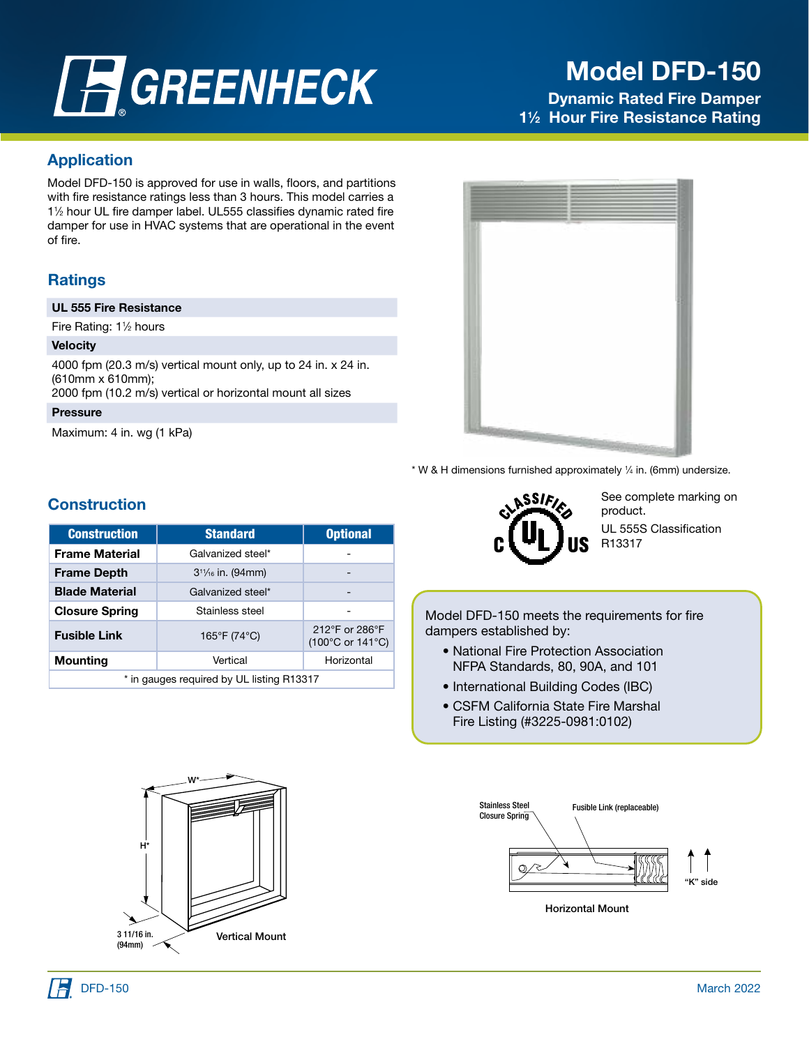# Model DFD-150

## Dynamic Rated Fire Damper
## 1½ Hour Fire Resistance Rating

## Application

Model DFD-150 is approved for use in walls, floors, and partitions with fire resistance ratings less than 3 hours. This model carries a 1½ hour UL fire damper label. UL555 classifies dynamic rated fire damper for use in HVAC systems that are operational in the event of fire.

## Ratings

**UL 555 Fire Resistance**

Fire Rating: 1½ hours

**Velocity**

4000 fpm (20.3 m/s) vertical mount only, up to 24 in. x 24 in. (610mm x 610mm);
2000 fpm (10.2 m/s) vertical or horizontal mount all sizes

**Pressure**

Maximum: 4 in. wg (1 kPa)

* W & H dimensions furnished approximately ¼ in. (6mm) undersize.

## Construction

| Construction | Standard | Optional |
|---|---|---|
| **Frame Material** | Galvanized steel* | - |
| **Frame Depth** | 3¹¹⁄₁₆ in. (94mm) | - |
| **Blade Material** | Galvanized steel* | - |
| **Closure Spring** | Stainless steel | - |
| **Fusible Link** | 165°F (74°C) | 212°F or 286°F (100°C or 141°C) |
| **Mounting** | Vertical | Horizontal |

\* in gauges required by UL listing R13317

See complete marking on product.

UL 555S Classification R13317

Model DFD-150 meets the requirements for fire dampers established by:

- National Fire Protection Association NFPA Standards, 80, 90A, and 101
- International Building Codes (IBC)
- CSFM California State Fire Marshal Fire Listing (#3225-0981:0102)

W* H* 3 11/16 in. (94mm)

Vertical Mount

Stainless Steel Closure Spring — Fusible Link (replaceable) — "K" side

Horizontal Mount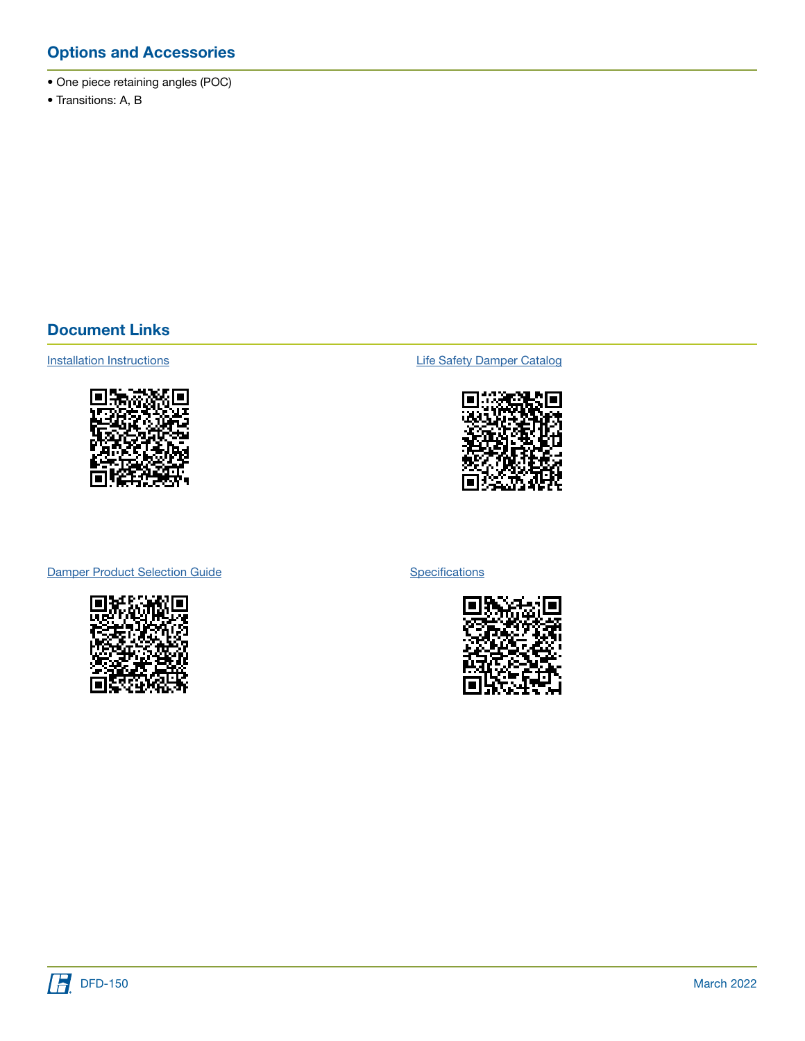## Options and Accessories

- One piece retaining angles (POC)
- Transitions: A, B

## Document Links

Installation Instructions

Life Safety Damper Catalog

Damper Product Selection Guide

Specifications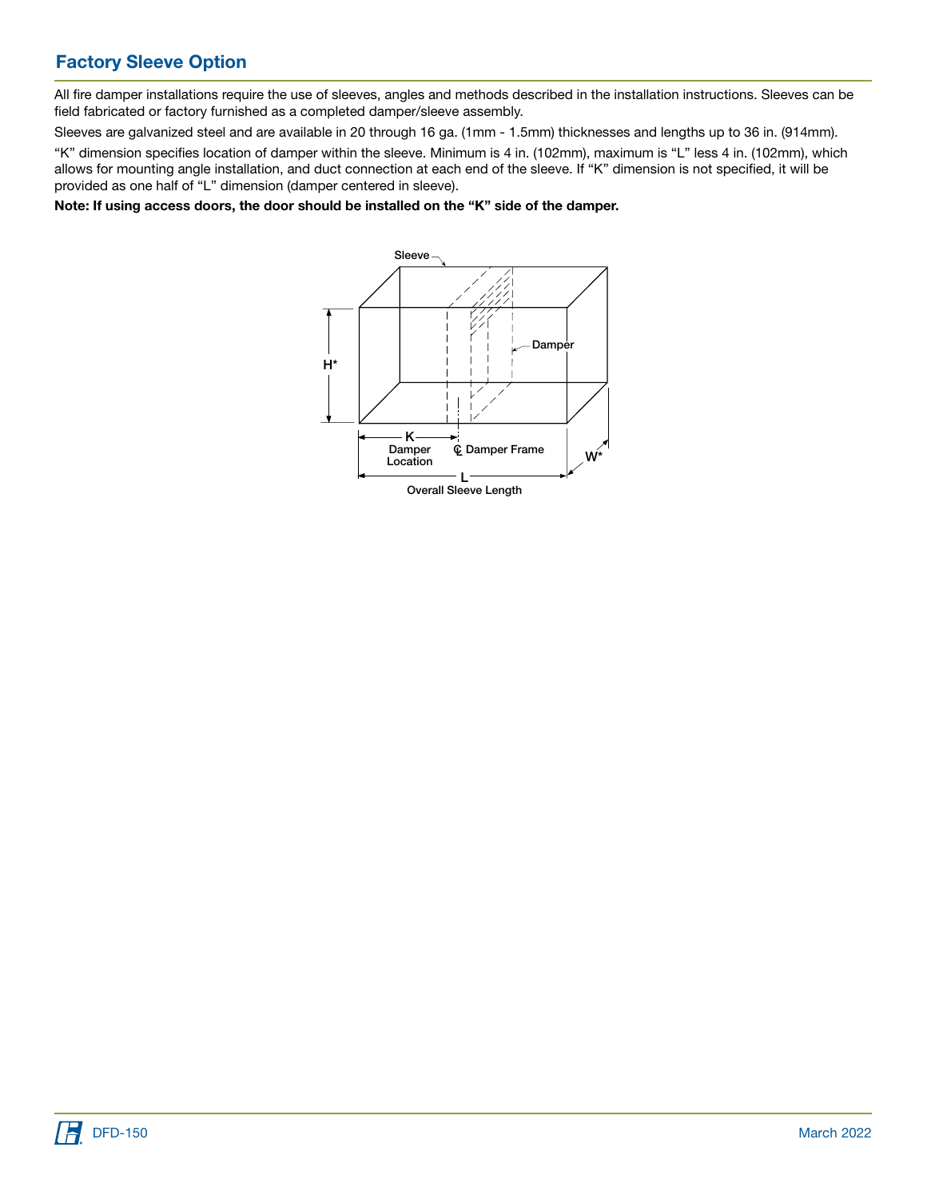## Factory Sleeve Option

All fire damper installations require the use of sleeves, angles and methods described in the installation instructions. Sleeves can be field fabricated or factory furnished as a completed damper/sleeve assembly.

Sleeves are galvanized steel and are available in 20 through 16 ga. (1mm - 1.5mm) thicknesses and lengths up to 36 in. (914mm).

"K" dimension specifies location of damper within the sleeve. Minimum is 4 in. (102mm), maximum is "L" less 4 in. (102mm), which allows for mounting angle installation, and duct connection at each end of the sleeve. If "K" dimension is not specified, it will be provided as one half of "L" dimension (damper centered in sleeve).

**Note: If using access doors, the door should be installed on the "K" side of the damper.**

Sleeve

Damper

H*

K
Damper
Location

℄ Damper Frame

W*

L
Overall Sleeve Length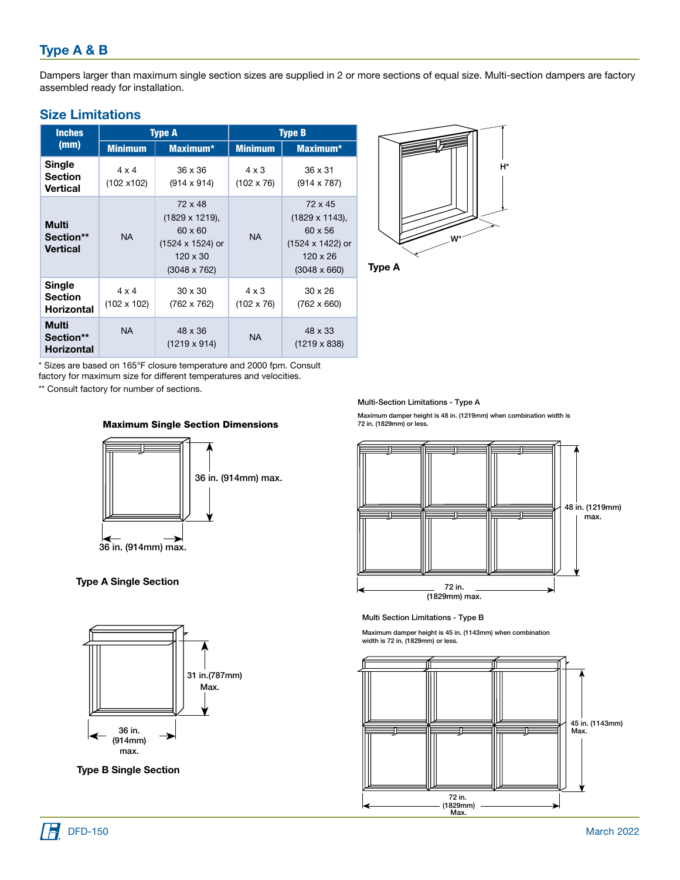## Type A & B

Dampers larger than maximum single section sizes are supplied in 2 or more sections of equal size. Multi-section dampers are factory assembled ready for installation.

### Size Limitations

| Inches (mm) | Type A | | Type B | |
|---|---|---|---|---|
| | Minimum | Maximum* | Minimum | Maximum* |
| Single Section Vertical | 4 x 4 (102 x102) | 36 x 36 (914 x 914) | 4 x 3 (102 x 76) | 36 x 31 (914 x 787) |
| Multi Section** Vertical | NA | 72 x 48 (1829 x 1219), 60 x 60 (1524 x 1524) or 120 x 30 (3048 x 762) | NA | 72 x 45 (1829 x 1143), 60 x 56 (1524 x 1422) or 120 x 26 (3048 x 660) |
| Single Section Horizontal | 4 x 4 (102 x 102) | 30 x 30 (762 x 762) | 4 x 3 (102 x 76) | 30 x 26 (762 x 660) |
| Multi Section** Horizontal | NA | 48 x 36 (1219 x 914) | NA | 48 x 33 (1219 x 838) |

\* Sizes are based on 165°F closure temperature and 2000 fpm. Consult factory for maximum size for different temperatures and velocities.

** Consult factory for number of sections.

H*

W*

Type A

**Maximum Single Section Dimensions**

36 in. (914mm) max.

36 in. (914mm) max.

**Type A Single Section**

31 in.(787mm) Max.

36 in. (914mm) max.

**Type B Single Section**

Multi-Section Limitations - Type A

Maximum damper height is 48 in. (1219mm) when combination width is 72 in. (1829mm) or less.

48 in. (1219mm) max.

72 in. (1829mm) max.

Multi Section Limitations - Type B

Maximum damper height is 45 in. (1143mm) when combination width is 72 in. (1829mm) or less.

45 in. (1143mm) Max.

72 in. (1829mm) Max.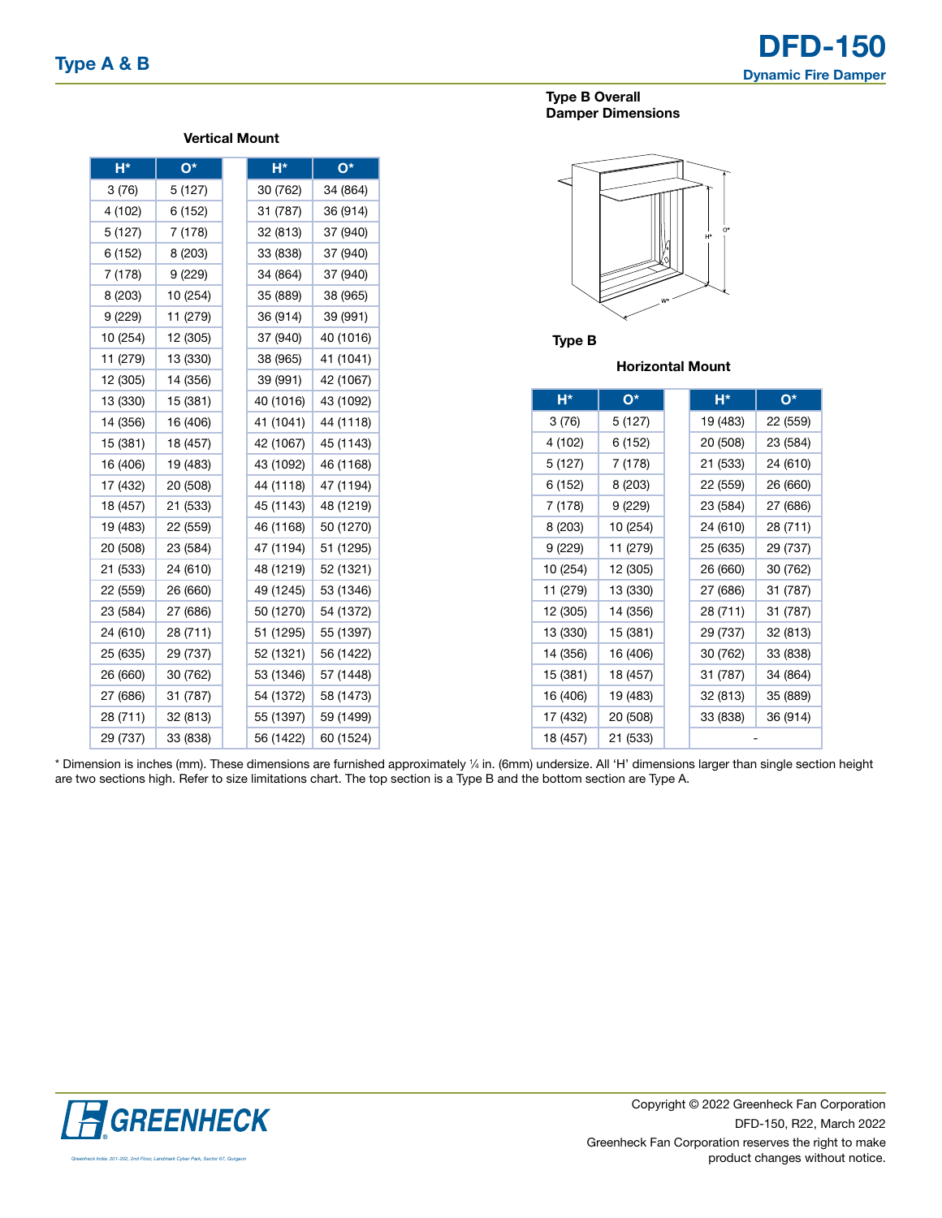## Type A & B

### Vertical Mount

| H* | O* | H* | O* |
|---|---|---|---|
| 3 (76) | 5 (127) | 30 (762) | 34 (864) |
| 4 (102) | 6 (152) | 31 (787) | 36 (914) |
| 5 (127) | 7 (178) | 32 (813) | 37 (940) |
| 6 (152) | 8 (203) | 33 (838) | 37 (940) |
| 7 (178) | 9 (229) | 34 (864) | 37 (940) |
| 8 (203) | 10 (254) | 35 (889) | 38 (965) |
| 9 (229) | 11 (279) | 36 (914) | 39 (991) |
| 10 (254) | 12 (305) | 37 (940) | 40 (1016) |
| 11 (279) | 13 (330) | 38 (965) | 41 (1041) |
| 12 (305) | 14 (356) | 39 (991) | 42 (1067) |
| 13 (330) | 15 (381) | 40 (1016) | 43 (1092) |
| 14 (356) | 16 (406) | 41 (1041) | 44 (1118) |
| 15 (381) | 18 (457) | 42 (1067) | 45 (1143) |
| 16 (406) | 19 (483) | 43 (1092) | 46 (1168) |
| 17 (432) | 20 (508) | 44 (1118) | 47 (1194) |
| 18 (457) | 21 (533) | 45 (1143) | 48 (1219) |
| 19 (483) | 22 (559) | 46 (1168) | 50 (1270) |
| 20 (508) | 23 (584) | 47 (1194) | 51 (1295) |
| 21 (533) | 24 (610) | 48 (1219) | 52 (1321) |
| 22 (559) | 26 (660) | 49 (1245) | 53 (1346) |
| 23 (584) | 27 (686) | 50 (1270) | 54 (1372) |
| 24 (610) | 28 (711) | 51 (1295) | 55 (1397) |
| 25 (635) | 29 (737) | 52 (1321) | 56 (1422) |
| 26 (660) | 30 (762) | 53 (1346) | 57 (1448) |
| 27 (686) | 31 (787) | 54 (1372) | 58 (1473) |
| 28 (711) | 32 (813) | 55 (1397) | 59 (1499) |
| 29 (737) | 33 (838) | 56 (1422) | 60 (1524) |

### Type B Overall Damper Dimensions

H*
O*
W*

Type B

### Horizontal Mount

| H* | O* | H* | O* |
|---|---|---|---|
| 3 (76) | 5 (127) | 19 (483) | 22 (559) |
| 4 (102) | 6 (152) | 20 (508) | 23 (584) |
| 5 (127) | 7 (178) | 21 (533) | 24 (610) |
| 6 (152) | 8 (203) | 22 (559) | 26 (660) |
| 7 (178) | 9 (229) | 23 (584) | 27 (686) |
| 8 (203) | 10 (254) | 24 (610) | 28 (711) |
| 9 (229) | 11 (279) | 25 (635) | 29 (737) |
| 10 (254) | 12 (305) | 26 (660) | 30 (762) |
| 11 (279) | 13 (330) | 27 (686) | 31 (787) |
| 12 (305) | 14 (356) | 28 (711) | 31 (787) |
| 13 (330) | 15 (381) | 29 (737) | 32 (813) |
| 14 (356) | 16 (406) | 30 (762) | 33 (838) |
| 15 (381) | 18 (457) | 31 (787) | 34 (864) |
| 16 (406) | 19 (483) | 32 (813) | 35 (889) |
| 17 (432) | 20 (508) | 33 (838) | 36 (914) |
| 18 (457) | 21 (533) | - | |

\* Dimension is inches (mm). These dimensions are furnished approximately ¼ in. (6mm) undersize. All 'H' dimensions larger than single section height are two sections high. Refer to size limitations chart. The top section is a Type B and the bottom section are Type A.

Copyright © 2022 Greenheck Fan Corporation
DFD-150, R22, March 2022
Greenheck Fan Corporation reserves the right to make product changes without notice.

Greenheck India: 201-202, 2nd Floor, Landmark Cyber Park, Sector 67, Gurgaon